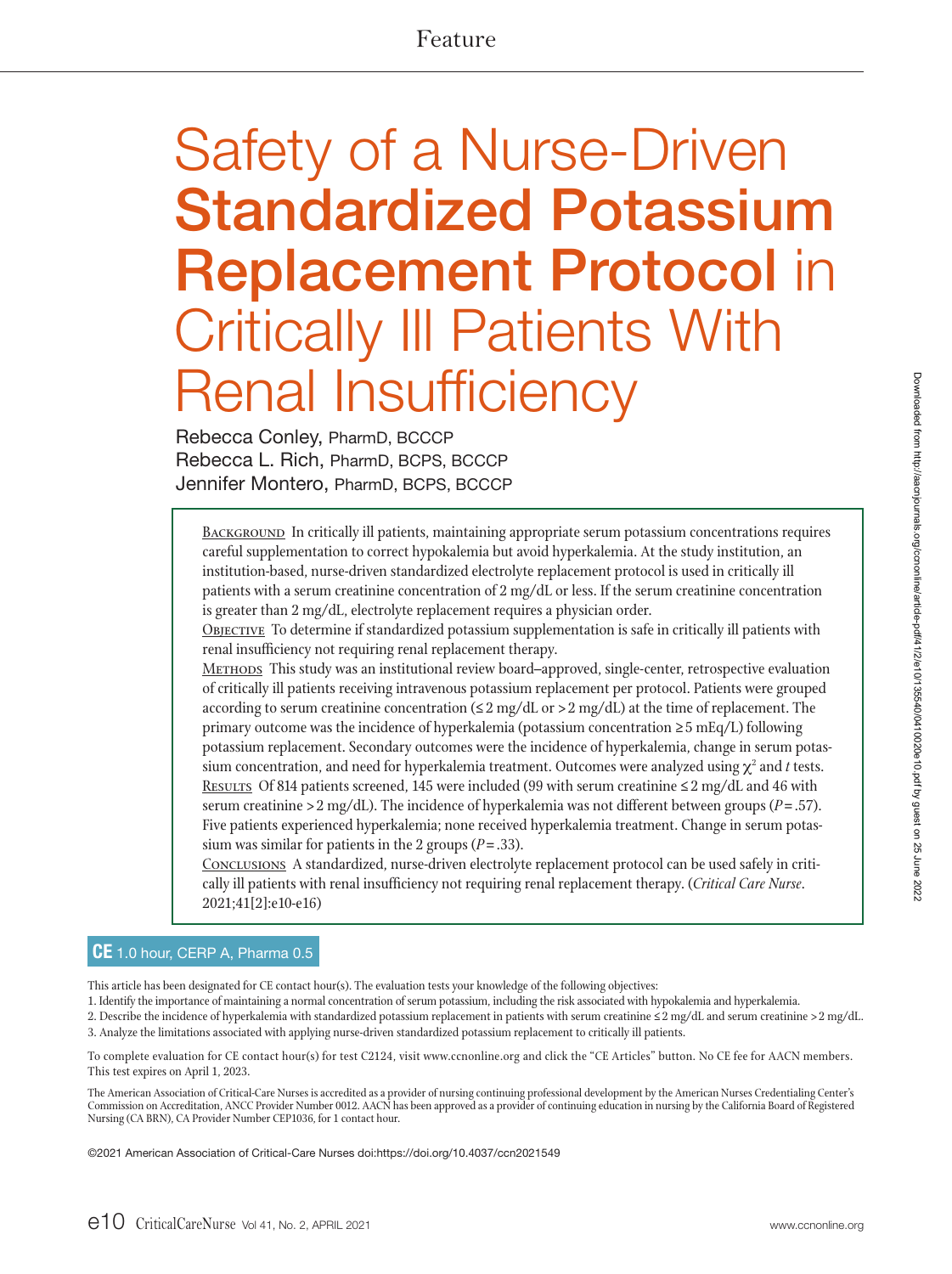Feature

# Safety of a Nurse-Driven **Standardized Potassium Replacement Protocol** in Critically Ill Patients With Renal Insufficiency

Rebecca Conley, PharmD, BCCCP
Rebecca L. Rich, PharmD, BCPS, BCCCP
Jennifer Montero, PharmD, BCPS, BCCCP

**Background** In critically ill patients, maintaining appropriate serum potassium concentrations requires careful supplementation to correct hypokalemia but avoid hyperkalemia. At the study institution, an institution-based, nurse-driven standardized electrolyte replacement protocol is used in critically ill patients with a serum creatinine concentration of 2 mg/dL or less. If the serum creatinine concentration is greater than 2 mg/dL, electrolyte replacement requires a physician order.

**Objective** To determine if standardized potassium supplementation is safe in critically ill patients with renal insufficiency not requiring renal replacement therapy.

**Methods** This study was an institutional review board–approved, single-center, retrospective evaluation of critically ill patients receiving intravenous potassium replacement per protocol. Patients were grouped according to serum creatinine concentration (≤ 2 mg/dL or > 2 mg/dL) at the time of replacement. The primary outcome was the incidence of hyperkalemia (potassium concentration ≥ 5 mEq/L) following potassium replacement. Secondary outcomes were the incidence of hyperkalemia, change in serum potassium concentration, and need for hyperkalemia treatment. Outcomes were analyzed using $\chi^2$ and *t* tests.

**Results** Of 814 patients screened, 145 were included (99 with serum creatinine ≤ 2 mg/dL and 46 with serum creatinine > 2 mg/dL). The incidence of hyperkalemia was not different between groups ($P = .57$). Five patients experienced hyperkalemia; none received hyperkalemia treatment. Change in serum potassium was similar for patients in the 2 groups ($P = .33$).

**Conclusions** A standardized, nurse-driven electrolyte replacement protocol can be used safely in critically ill patients with renal insufficiency not requiring renal replacement therapy. (*Critical Care Nurse*. 2021;41[2]:e10-e16)

**CE** 1.0 hour, CERP A, Pharma 0.5

This article has been designated for CE contact hour(s). The evaluation tests your knowledge of the following objectives:

1. Identify the importance of maintaining a normal concentration of serum potassium, including the risk associated with hypokalemia and hyperkalemia.
2. Describe the incidence of hyperkalemia with standardized potassium replacement in patients with serum creatinine ≤ 2 mg/dL and serum creatinine > 2 mg/dL.
3. Analyze the limitations associated with applying nurse-driven standardized potassium replacement to critically ill patients.

To complete evaluation for CE contact hour(s) for test C2124, visit www.ccnonline.org and click the "CE Articles" button. No CE fee for AACN members. This test expires on April 1, 2023.

The American Association of Critical-Care Nurses is accredited as a provider of nursing continuing professional development by the American Nurses Credentialing Center's Commission on Accreditation, ANCC Provider Number 0012. AACN has been approved as a provider of continuing education in nursing by the California Board of Registered Nursing (CA BRN), CA Provider Number CEP1036, for 1 contact hour.

©2021 American Association of Critical-Care Nurses doi:https://doi.org/10.4037/ccn2021549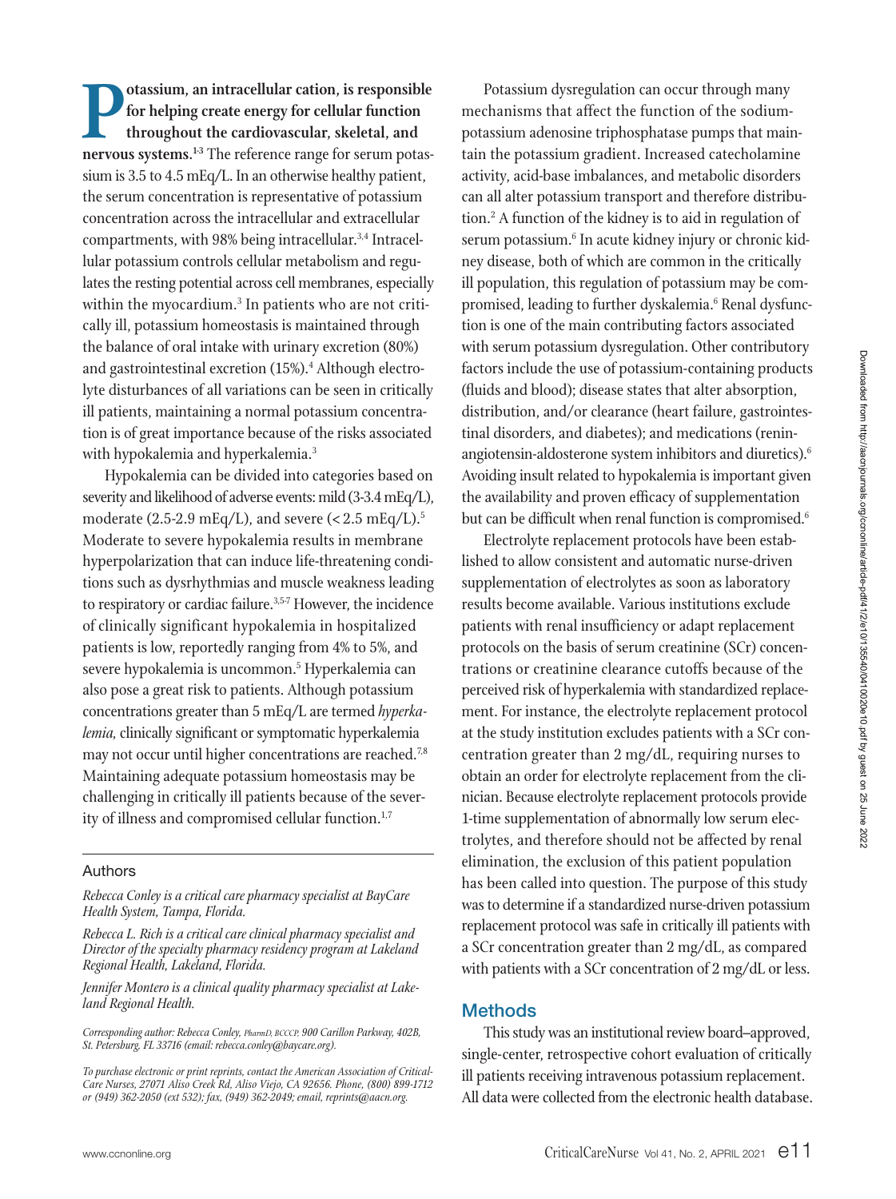**Potassium, an intracellular cation, is responsible for helping create energy for cellular function throughout the cardiovascular, skeletal, and nervous systems.**[1-3] The reference range for serum potassium is 3.5 to 4.5 mEq/L. In an otherwise healthy patient, the serum concentration is representative of potassium concentration across the intracellular and extracellular compartments, with 98% being intracellular.[3,4] Intracellular potassium controls cellular metabolism and regulates the resting potential across cell membranes, especially within the myocardium.[3] In patients who are not critically ill, potassium homeostasis is maintained through the balance of oral intake with urinary excretion (80%) and gastrointestinal excretion (15%).[4] Although electrolyte disturbances of all variations can be seen in critically ill patients, maintaining a normal potassium concentration is of great importance because of the risks associated with hypokalemia and hyperkalemia.[3]

Hypokalemia can be divided into categories based on severity and likelihood of adverse events: mild (3-3.4 mEq/L), moderate (2.5-2.9 mEq/L), and severe (< 2.5 mEq/L).[5] Moderate to severe hypokalemia results in membrane hyperpolarization that can induce life-threatening conditions such as dysrhythmias and muscle weakness leading to respiratory or cardiac failure.[3,5-7] However, the incidence of clinically significant hypokalemia in hospitalized patients is low, reportedly ranging from 4% to 5%, and severe hypokalemia is uncommon.[5] Hyperkalemia can also pose a great risk to patients. Although potassium concentrations greater than 5 mEq/L are termed *hyperkalemia,* clinically significant or symptomatic hyperkalemia may not occur until higher concentrations are reached.[7,8] Maintaining adequate potassium homeostasis may be challenging in critically ill patients because of the severity of illness and compromised cellular function.[1,7]

Potassium dysregulation can occur through many mechanisms that affect the function of the sodium-potassium adenosine triphosphatase pumps that maintain the potassium gradient. Increased catecholamine activity, acid-base imbalances, and metabolic disorders can all alter potassium transport and therefore distribution.[2] A function of the kidney is to aid in regulation of serum potassium.[6] In acute kidney injury or chronic kidney disease, both of which are common in the critically ill population, this regulation of potassium may be compromised, leading to further dyskalemia.[6] Renal dysfunction is one of the main contributing factors associated with serum potassium dysregulation. Other contributory factors include the use of potassium-containing products (fluids and blood); disease states that alter absorption, distribution, and/or clearance (heart failure, gastrointestinal disorders, and diabetes); and medications (renin-angiotensin-aldosterone system inhibitors and diuretics).[6] Avoiding insult related to hypokalemia is important given the availability and proven efficacy of supplementation but can be difficult when renal function is compromised.[6]

Electrolyte replacement protocols have been established to allow consistent and automatic nurse-driven supplementation of electrolytes as soon as laboratory results become available. Various institutions exclude patients with renal insufficiency or adapt replacement protocols on the basis of serum creatinine (SCr) concentrations or creatinine clearance cutoffs because of the perceived risk of hyperkalemia with standardized replacement. For instance, the electrolyte replacement protocol at the study institution excludes patients with a SCr concentration greater than 2 mg/dL, requiring nurses to obtain an order for electrolyte replacement from the clinician. Because electrolyte replacement protocols provide 1-time supplementation of abnormally low serum electrolytes, and therefore should not be affected by renal elimination, the exclusion of this patient population has been called into question. The purpose of this study was to determine if a standardized nurse-driven potassium replacement protocol was safe in critically ill patients with a SCr concentration greater than 2 mg/dL, as compared with patients with a SCr concentration of 2 mg/dL or less.

## Methods

This study was an institutional review board–approved, single-center, retrospective cohort evaluation of critically ill patients receiving intravenous potassium replacement. All data were collected from the electronic health database.

### Authors

*Rebecca Conley is a critical care pharmacy specialist at BayCare Health System, Tampa, Florida.*

*Rebecca L. Rich is a critical care clinical pharmacy specialist and Director of the specialty pharmacy residency program at Lakeland Regional Health, Lakeland, Florida.*

*Jennifer Montero is a clinical quality pharmacy specialist at Lakeland Regional Health.*

*Corresponding author: Rebecca Conley, PharmD, BCCCP, 900 Carillon Parkway, 402B, St. Petersburg, FL 33716 (email: rebecca.conley@baycare.org).*

*To purchase electronic or print reprints, contact the American Association of Critical-Care Nurses, 27071 Aliso Creek Rd, Aliso Viejo, CA 92656. Phone, (800) 899-1712 or (949) 362-2050 (ext 532); fax, (949) 362-2049; email, reprints@aacn.org.*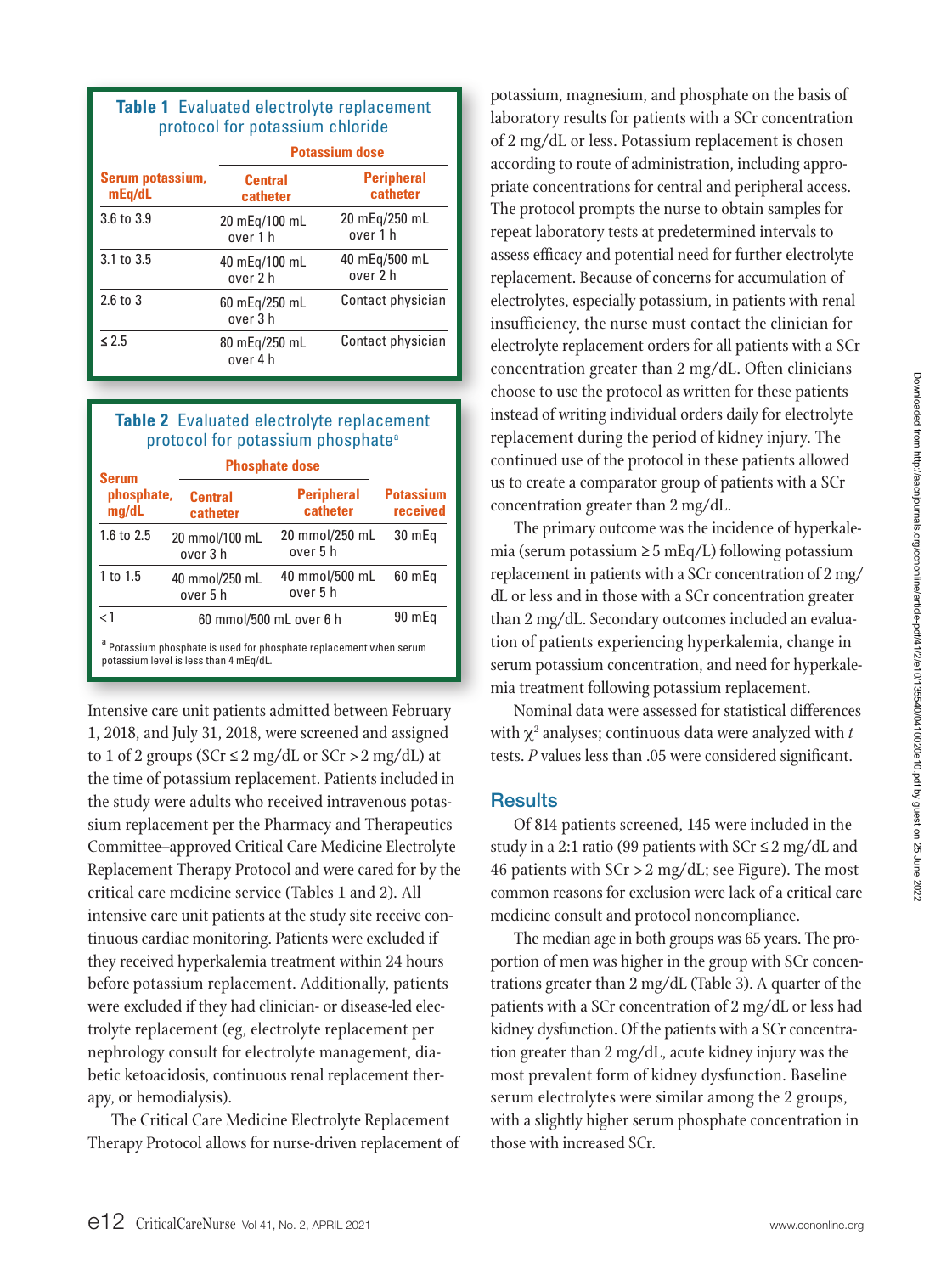**Table 1** Evaluated electrolyte replacement protocol for potassium chloride

| Serum potassium, mEq/dL | Potassium dose | |
|---|---|---|
| | Central catheter | Peripheral catheter |
| 3.6 to 3.9 | 20 mEq/100 mL over 1 h | 20 mEq/250 mL over 1 h |
| 3.1 to 3.5 | 40 mEq/100 mL over 2 h | 40 mEq/500 mL over 2 h |
| 2.6 to 3 | 60 mEq/250 mL over 3 h | Contact physician |
| ≤ 2.5 | 80 mEq/250 mL over 4 h | Contact physician |

**Table 2** Evaluated electrolyte replacement protocol for potassium phosphate[a]

| Serum phosphate, mg/dL | Phosphate dose | | Potassium received |
|---|---|---|---|
| | Central catheter | Peripheral catheter | |
| 1.6 to 2.5 | 20 mmol/100 mL over 3 h | 20 mmol/250 mL over 5 h | 30 mEq |
| 1 to 1.5 | 40 mmol/250 mL over 5 h | 40 mmol/500 mL over 5 h | 60 mEq |
| < 1 | 60 mmol/500 mL over 6 h | | 90 mEq |

[a] Potassium phosphate is used for phosphate replacement when serum potassium level is less than 4 mEq/dL.

Intensive care unit patients admitted between February 1, 2018, and July 31, 2018, were screened and assigned to 1 of 2 groups (SCr ≤ 2 mg/dL or SCr > 2 mg/dL) at the time of potassium replacement. Patients included in the study were adults who received intravenous potassium replacement per the Pharmacy and Therapeutics Committee–approved Critical Care Medicine Electrolyte Replacement Therapy Protocol and were cared for by the critical care medicine service (Tables 1 and 2). All intensive care unit patients at the study site receive continuous cardiac monitoring. Patients were excluded if they received hyperkalemia treatment within 24 hours before potassium replacement. Additionally, patients were excluded if they had clinician- or disease-led electrolyte replacement (eg, electrolyte replacement per nephrology consult for electrolyte management, diabetic ketoacidosis, continuous renal replacement therapy, or hemodialysis).

The Critical Care Medicine Electrolyte Replacement Therapy Protocol allows for nurse-driven replacement of potassium, magnesium, and phosphate on the basis of laboratory results for patients with a SCr concentration of 2 mg/dL or less. Potassium replacement is chosen according to route of administration, including appropriate concentrations for central and peripheral access. The protocol prompts the nurse to obtain samples for repeat laboratory tests at predetermined intervals to assess efficacy and potential need for further electrolyte replacement. Because of concerns for accumulation of electrolytes, especially potassium, in patients with renal insufficiency, the nurse must contact the clinician for electrolyte replacement orders for all patients with a SCr concentration greater than 2 mg/dL. Often clinicians choose to use the protocol as written for these patients instead of writing individual orders daily for electrolyte replacement during the period of kidney injury. The continued use of the protocol in these patients allowed us to create a comparator group of patients with a SCr concentration greater than 2 mg/dL.

The primary outcome was the incidence of hyperkalemia (serum potassium ≥ 5 mEq/L) following potassium replacement in patients with a SCr concentration of 2 mg/dL or less and in those with a SCr concentration greater than 2 mg/dL. Secondary outcomes included an evaluation of patients experiencing hyperkalemia, change in serum potassium concentration, and need for hyperkalemia treatment following potassium replacement.

Nominal data were assessed for statistical differences with $\chi^2$ analyses; continuous data were analyzed with *t* tests. *P* values less than .05 were considered significant.

## Results

Of 814 patients screened, 145 were included in the study in a 2:1 ratio (99 patients with SCr ≤ 2 mg/dL and 46 patients with SCr > 2 mg/dL; see Figure). The most common reasons for exclusion were lack of a critical care medicine consult and protocol noncompliance.

The median age in both groups was 65 years. The proportion of men was higher in the group with SCr concentrations greater than 2 mg/dL (Table 3). A quarter of the patients with a SCr concentration of 2 mg/dL or less had kidney dysfunction. Of the patients with a SCr concentration greater than 2 mg/dL, acute kidney injury was the most prevalent form of kidney dysfunction. Baseline serum electrolytes were similar among the 2 groups, with a slightly higher serum phosphate concentration in those with increased SCr.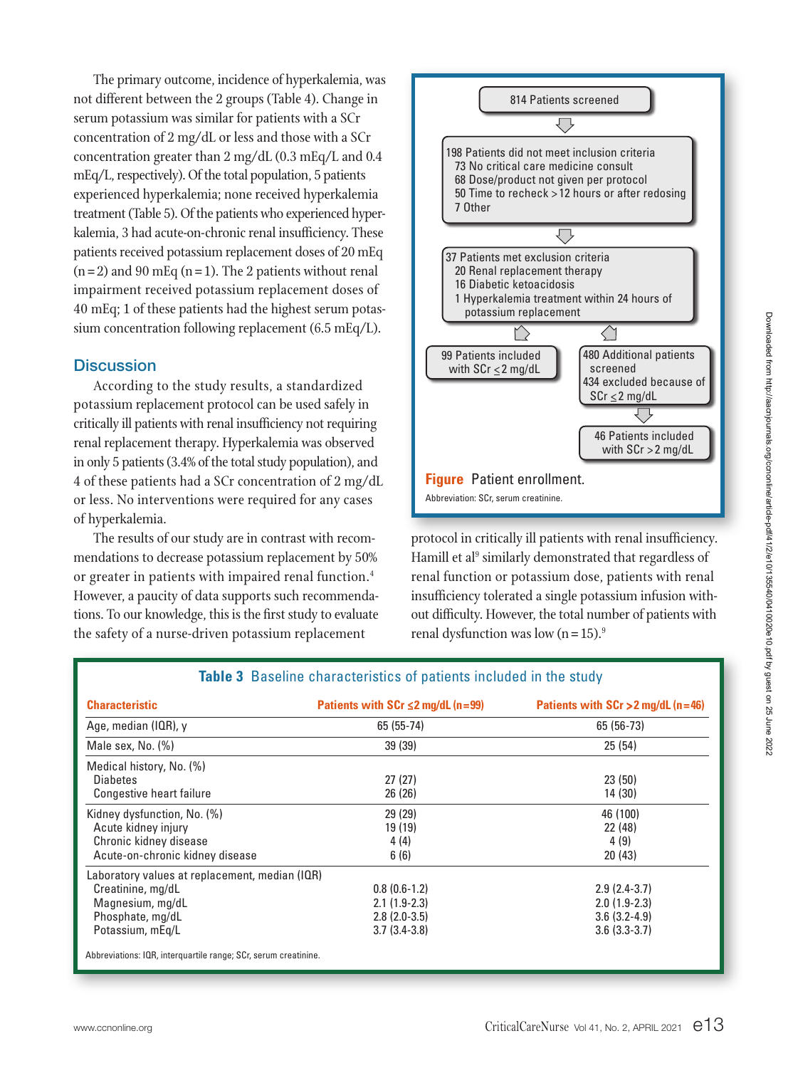The primary outcome, incidence of hyperkalemia, was not different between the 2 groups (Table 4). Change in serum potassium was similar for patients with a SCr concentration of 2 mg/dL or less and those with a SCr concentration greater than 2 mg/dL (0.3 mEq/L and 0.4 mEq/L, respectively). Of the total population, 5 patients experienced hyperkalemia; none received hyperkalemia treatment (Table 5). Of the patients who experienced hyperkalemia, 3 had acute-on-chronic renal insufficiency. These patients received potassium replacement doses of 20 mEq (n = 2) and 90 mEq (n = 1). The 2 patients without renal impairment received potassium replacement doses of 40 mEq; 1 of these patients had the highest serum potassium concentration following replacement (6.5 mEq/L).

## Discussion

According to the study results, a standardized potassium replacement protocol can be used safely in critically ill patients with renal insufficiency not requiring renal replacement therapy. Hyperkalemia was observed in only 5 patients (3.4% of the total study population), and 4 of these patients had a SCr concentration of 2 mg/dL or less. No interventions were required for any cases of hyperkalemia.

The results of our study are in contrast with recommendations to decrease potassium replacement by 50% or greater in patients with impaired renal function.[4] However, a paucity of data supports such recommendations. To our knowledge, this is the first study to evaluate the safety of a nurse-driven potassium replacement protocol in critically ill patients with renal insufficiency. Hamill et al[9] similarly demonstrated that regardless of renal function or potassium dose, patients with renal insufficiency tolerated a single potassium infusion without difficulty. However, the total number of patients with renal dysfunction was low (n = 15).[9]

814 Patients screened

198 Patients did not meet inclusion criteria
- 73 No critical care medicine consult
- 68 Dose/product not given per protocol
- 50 Time to recheck > 12 hours or after redosing
- 7 Other

37 Patients met exclusion criteria
- 20 Renal replacement therapy
- 16 Diabetic ketoacidosis
- 1 Hyperkalemia treatment within 24 hours of potassium replacement

99 Patients included with SCr ≤ 2 mg/dL

480 Additional patients screened; 434 excluded because of SCr ≤ 2 mg/dL

46 Patients included with SCr > 2 mg/dL

**Figure** Patient enrollment.

Abbreviation: SCr, serum creatinine.

**Table 3** Baseline characteristics of patients included in the study

| Characteristic | Patients with SCr ≤2 mg/dL (n=99) | Patients with SCr >2 mg/dL (n=46) |
|---|---|---|
| Age, median (IQR), y | 65 (55-74) | 65 (56-73) |
| Male sex, No. (%) | 39 (39) | 25 (54) |
| Medical history, No. (%) | | |
| Diabetes | 27 (27) | 23 (50) |
| Congestive heart failure | 26 (26) | 14 (30) |
| Kidney dysfunction, No. (%) | 29 (29) | 46 (100) |
| Acute kidney injury | 19 (19) | 22 (48) |
| Chronic kidney disease | 4 (4) | 4 (9) |
| Acute-on-chronic kidney disease | 6 (6) | 20 (43) |
| Laboratory values at replacement, median (IQR) | | |
| Creatinine, mg/dL | 0.8 (0.6-1.2) | 2.9 (2.4-3.7) |
| Magnesium, mg/dL | 2.1 (1.9-2.3) | 2.0 (1.9-2.3) |
| Phosphate, mg/dL | 2.8 (2.0-3.5) | 3.6 (3.2-4.9) |
| Potassium, mEq/L | 3.7 (3.4-3.8) | 3.6 (3.3-3.7) |

Abbreviations: IQR, interquartile range; SCr, serum creatinine.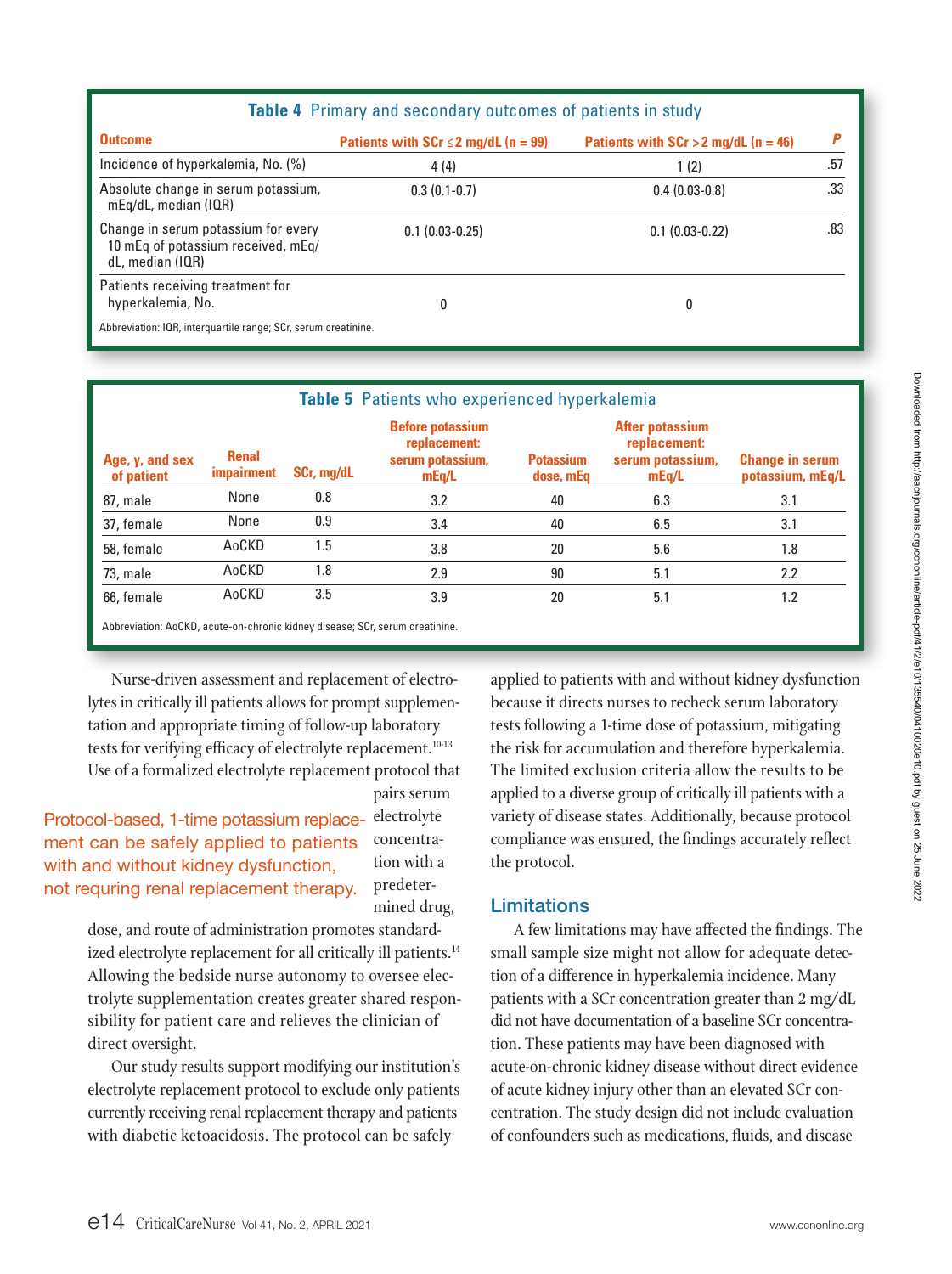**Table 4** Primary and secondary outcomes of patients in study

| Outcome | Patients with SCr ≤2 mg/dL (n = 99) | Patients with SCr >2 mg/dL (n = 46) | P |
|---|---|---|---|
| Incidence of hyperkalemia, No. (%) | 4 (4) | 1 (2) | .57 |
| Absolute change in serum potassium, mEq/dL, median (IQR) | 0.3 (0.1-0.7) | 0.4 (0.03-0.8) | .33 |
| Change in serum potassium for every 10 mEq of potassium received, mEq/dL, median (IQR) | 0.1 (0.03-0.25) | 0.1 (0.03-0.22) | .83 |
| Patients receiving treatment for hyperkalemia, No. | 0 | 0 | |

Abbreviation: IQR, interquartile range; SCr, serum creatinine.

**Table 5** Patients who experienced hyperkalemia

| Age, y, and sex of patient | Renal impairment | SCr, mg/dL | Before potassium replacement: serum potassium, mEq/L | Potassium dose, mEq | After potassium replacement: serum potassium, mEq/L | Change in serum potassium, mEq/L |
|---|---|---|---|---|---|---|
| 87, male | None | 0.8 | 3.2 | 40 | 6.3 | 3.1 |
| 37, female | None | 0.9 | 3.4 | 40 | 6.5 | 3.1 |
| 58, female | AoCKD | 1.5 | 3.8 | 20 | 5.6 | 1.8 |
| 73, male | AoCKD | 1.8 | 2.9 | 90 | 5.1 | 2.2 |
| 66, female | AoCKD | 3.5 | 3.9 | 20 | 5.1 | 1.2 |

Abbreviation: AoCKD, acute-on-chronic kidney disease; SCr, serum creatinine.

Nurse-driven assessment and replacement of electrolytes in critically ill patients allows for prompt supplementation and appropriate timing of follow-up laboratory tests for verifying efficacy of electrolyte replacement.[10-13] Use of a formalized electrolyte replacement protocol that pairs serum electrolyte concentration with a predetermined drug, dose, and route of administration promotes standardized electrolyte replacement for all critically ill patients.[14] Allowing the bedside nurse autonomy to oversee electrolyte supplementation creates greater shared responsibility for patient care and relieves the clinician of direct oversight.

> Protocol-based, 1-time potassium replacement can be safely applied to patients with and without kidney dysfunction, not requring renal replacement therapy.

Our study results support modifying our institution's electrolyte replacement protocol to exclude only patients currently receiving renal replacement therapy and patients with diabetic ketoacidosis. The protocol can be safely applied to patients with and without kidney dysfunction because it directs nurses to recheck serum laboratory tests following a 1-time dose of potassium, mitigating the risk for accumulation and therefore hyperkalemia. The limited exclusion criteria allow the results to be applied to a diverse group of critically ill patients with a variety of disease states. Additionally, because protocol compliance was ensured, the findings accurately reflect the protocol.

## Limitations

A few limitations may have affected the findings. The small sample size might not allow for adequate detection of a difference in hyperkalemia incidence. Many patients with a SCr concentration greater than 2 mg/dL did not have documentation of a baseline SCr concentration. These patients may have been diagnosed with acute-on-chronic kidney disease without direct evidence of acute kidney injury other than an elevated SCr concentration. The study design did not include evaluation of confounders such as medications, fluids, and disease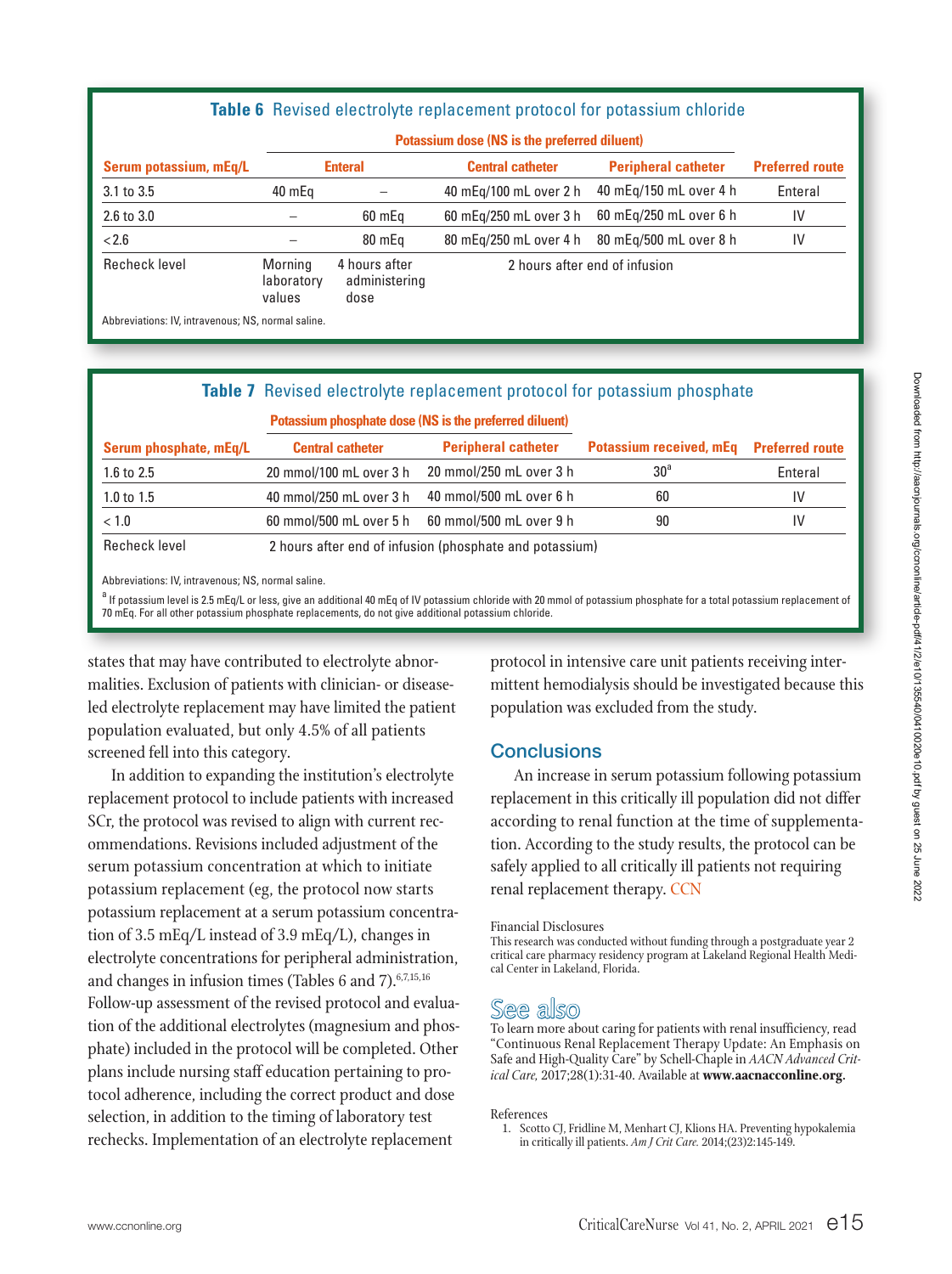**Table 6** Revised electrolyte replacement protocol for potassium chloride

| Serum potassium, mEq/L | Potassium dose (NS is the preferred diluent) Enteral | | Central catheter | Peripheral catheter | Preferred route |
|---|---|---|---|---|---|
| 3.1 to 3.5 | 40 mEq | – | 40 mEq/100 mL over 2 h | 40 mEq/150 mL over 4 h | Enteral |
| 2.6 to 3.0 | – | 60 mEq | 60 mEq/250 mL over 3 h | 60 mEq/250 mL over 6 h | IV |
| <2.6 | – | 80 mEq | 80 mEq/250 mL over 4 h | 80 mEq/500 mL over 8 h | IV |
| Recheck level | Morning laboratory values | 4 hours after administering dose | 2 hours after end of infusion | | |

Abbreviations: IV, intravenous; NS, normal saline.

**Table 7** Revised electrolyte replacement protocol for potassium phosphate

| Serum phosphate, mEq/L | Potassium phosphate dose (NS is the preferred diluent) Central catheter | Peripheral catheter | Potassium received, mEq | Preferred route |
|---|---|---|---|---|
| 1.6 to 2.5 | 20 mmol/100 mL over 3 h | 20 mmol/250 mL over 3 h | 30[a] | Enteral |
| 1.0 to 1.5 | 40 mmol/250 mL over 3 h | 40 mmol/500 mL over 6 h | 60 | IV |
| < 1.0 | 60 mmol/500 mL over 5 h | 60 mmol/500 mL over 9 h | 90 | IV |
| Recheck level | 2 hours after end of infusion (phosphate and potassium) | | | |

Abbreviations: IV, intravenous; NS, normal saline.

[a] If potassium level is 2.5 mEq/L or less, give an additional 40 mEq of IV potassium chloride with 20 mmol of potassium phosphate for a total potassium replacement of 70 mEq. For all other potassium phosphate replacements, do not give additional potassium chloride.

states that may have contributed to electrolyte abnormalities. Exclusion of patients with clinician- or disease-led electrolyte replacement may have limited the patient population evaluated, but only 4.5% of all patients screened fell into this category.

In addition to expanding the institution's electrolyte replacement protocol to include patients with increased SCr, the protocol was revised to align with current recommendations. Revisions included adjustment of the serum potassium concentration at which to initiate potassium replacement (eg, the protocol now starts potassium replacement at a serum potassium concentration of 3.5 mEq/L instead of 3.9 mEq/L), changes in electrolyte concentrations for peripheral administration, and changes in infusion times (Tables 6 and 7).[6,7,15,16] Follow-up assessment of the revised protocol and evaluation of the additional electrolytes (magnesium and phosphate) included in the protocol will be completed. Other plans include nursing staff education pertaining to protocol adherence, including the correct product and dose selection, in addition to the timing of laboratory test rechecks. Implementation of an electrolyte replacement protocol in intensive care unit patients receiving intermittent hemodialysis should be investigated because this population was excluded from the study.

## Conclusions

An increase in serum potassium following potassium replacement in this critically ill population did not differ according to renal function at the time of supplementation. According to the study results, the protocol can be safely applied to all critically ill patients not requiring renal replacement therapy. CCN

Financial Disclosures
This research was conducted without funding through a postgraduate year 2 critical care pharmacy residency program at Lakeland Regional Health Medical Center in Lakeland, Florida.

### See also

To learn more about caring for patients with renal insufficiency, read "Continuous Renal Replacement Therapy Update: An Emphasis on Safe and High-Quality Care" by Schell-Chaple in *AACN Advanced Critical Care,* 2017;28(1):31-40. Available at **www.aacnacconline.org**.

References

1. Scotto CJ, Fridline M, Menhart CJ, Klions HA. Preventing hypokalemia in critically ill patients. *Am J Crit Care.* 2014;(23)2:145-149.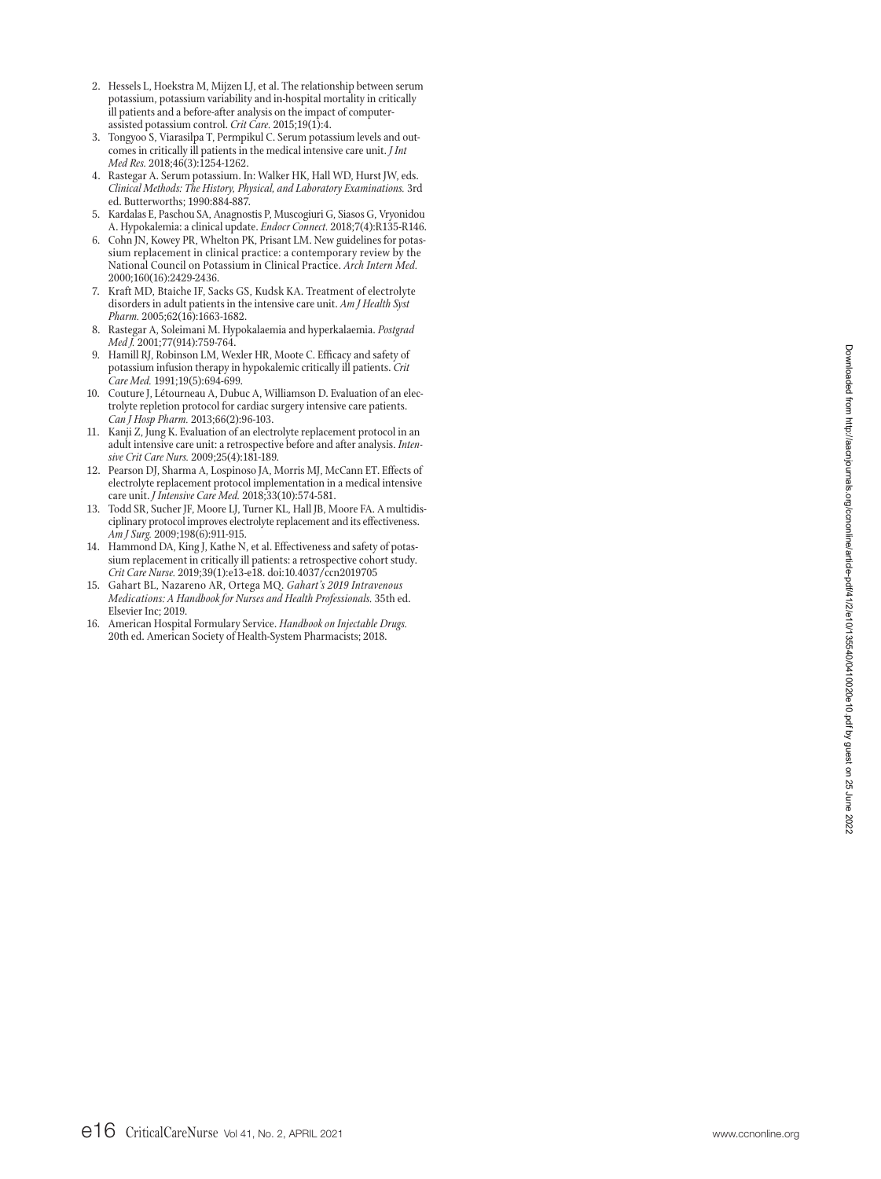2. Hessels L, Hoekstra M, Mijzen LJ, et al. The relationship between serum potassium, potassium variability and in-hospital mortality in critically ill patients and a before-after analysis on the impact of computer-assisted potassium control. *Crit Care.* 2015;19(1):4.
3. Tongyoo S, Viarasilpa T, Permpikul C. Serum potassium levels and outcomes in critically ill patients in the medical intensive care unit. *J Int Med Res.* 2018;46(3):1254-1262.
4. Rastegar A. Serum potassium. In: Walker HK, Hall WD, Hurst JW, eds. *Clinical Methods: The History, Physical, and Laboratory Examinations.* 3rd ed. Butterworths; 1990:884-887.
5. Kardalas E, Paschou SA, Anagnostis P, Muscogiuri G, Siasos G, Vryonidou A. Hypokalemia: a clinical update. *Endocr Connect.* 2018;7(4):R135-R146.
6. Cohn JN, Kowey PR, Whelton PK, Prisant LM. New guidelines for potassium replacement in clinical practice: a contemporary review by the National Council on Potassium in Clinical Practice. *Arch Intern Med.* 2000;160(16):2429-2436.
7. Kraft MD, Btaiche IF, Sacks GS, Kudsk KA. Treatment of electrolyte disorders in adult patients in the intensive care unit. *Am J Health Syst Pharm.* 2005;62(16):1663-1682.
8. Rastegar A, Soleimani M. Hypokalaemia and hyperkalaemia. *Postgrad Med J.* 2001;77(914):759-764.
9. Hamill RJ, Robinson LM, Wexler HR, Moote C. Efficacy and safety of potassium infusion therapy in hypokalemic critically ill patients. *Crit Care Med.* 1991;19(5):694-699.
10. Couture J, Létourneau A, Dubuc A, Williamson D. Evaluation of an electrolyte repletion protocol for cardiac surgery intensive care patients. *Can J Hosp Pharm.* 2013;66(2):96-103.
11. Kanji Z, Jung K. Evaluation of an electrolyte replacement protocol in an adult intensive care unit: a retrospective before and after analysis. *Intensive Crit Care Nurs.* 2009;25(4):181-189.
12. Pearson DJ, Sharma A, Lospinoso JA, Morris MJ, McCann ET. Effects of electrolyte replacement protocol implementation in a medical intensive care unit. *J Intensive Care Med.* 2018;33(10):574-581.
13. Todd SR, Sucher JF, Moore LJ, Turner KL, Hall JB, Moore FA. A multidisciplinary protocol improves electrolyte replacement and its effectiveness. *Am J Surg.* 2009;198(6):911-915.
14. Hammond DA, King J, Kathe N, et al. Effectiveness and safety of potassium replacement in critically ill patients: a retrospective cohort study. *Crit Care Nurse.* 2019;39(1):e13-e18. doi:10.4037/ccn2019705
15. Gahart BL, Nazareno AR, Ortega MQ. *Gahart's 2019 Intravenous Medications: A Handbook for Nurses and Health Professionals.* 35th ed. Elsevier Inc; 2019.
16. American Hospital Formulary Service. *Handbook on Injectable Drugs.* 20th ed. American Society of Health-System Pharmacists; 2018.